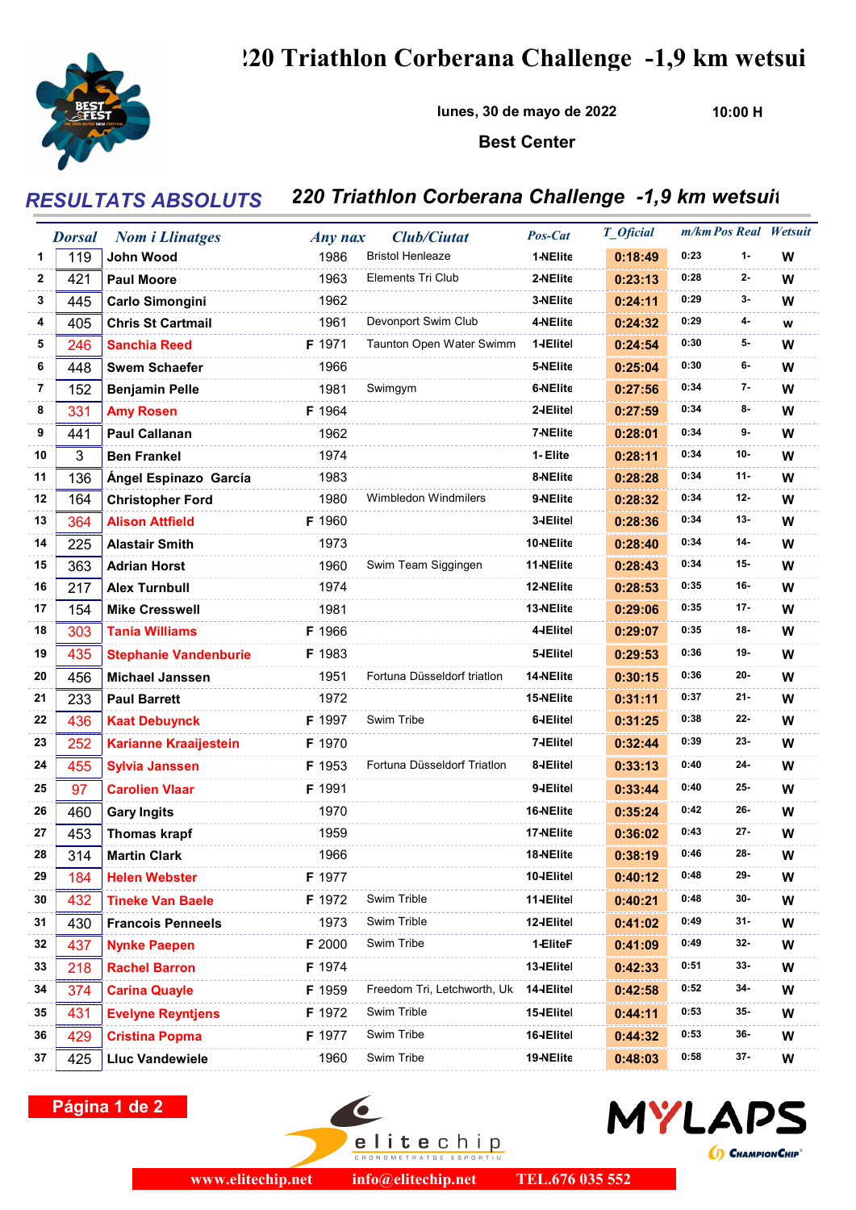# 220 Triathlon Corberana Challenge -1,9 km wetsuit

lunes, 30 de mayo de 2022 10:00 H

Best Center

## RESULTATS ABSOLUTS 220 Triathlon Corberana Challenge -1,9 km wetsuit

| | Dorsal | Nom i Llinatges | Any nax | Club/Ciutat | Pos-Cat | T_Oficial | m/km | Pos Real | Wetsuit |
|---|---|---|---|---|---|---|---|---|---|
| 1 | 119 | John Wood | 1986 | Bristol Henleaze | 1-NElite | 0:18:49 | 0:23 | 1- | W |
| 2 | 421 | Paul Moore | 1963 | Elements Tri Club | 2-NElite | 0:23:13 | 0:28 | 2- | W |
| 3 | 445 | Carlo Simongini | 1962 | | 3-NElite | 0:24:11 | 0:29 | 3- | W |
| 4 | 405 | Chris St Cartmail | 1961 | Devonport Swim Club | 4-NElite | 0:24:32 | 0:29 | 4- | w |
| 5 | 246 | Sanchia Reed | F 1971 | Taunton Open Water Swimm | 1-IElitel | 0:24:54 | 0:30 | 5- | W |
| 6 | 448 | Swem Schaefer | 1966 | | 5-NElite | 0:25:04 | 0:30 | 6- | W |
| 7 | 152 | Benjamin Pelle | 1981 | Swimgym | 6-NElite | 0:27:56 | 0:34 | 7- | W |
| 8 | 331 | Amy Rosen | F 1964 | | 2-IElitel | 0:27:59 | 0:34 | 8- | W |
| 9 | 441 | Paul Callanan | 1962 | | 7-NElite | 0:28:01 | 0:34 | 9- | W |
| 10 | 3 | Ben Frankel | 1974 | | 1- Elite | 0:28:11 | 0:34 | 10- | W |
| 11 | 136 | Ángel Espinazo García | 1983 | | 8-NElite | 0:28:28 | 0:34 | 11- | W |
| 12 | 164 | Christopher Ford | 1980 | Wimbledon Windmilers | 9-NElite | 0:28:32 | 0:34 | 12- | W |
| 13 | 364 | Alison Attfield | F 1960 | | 3-IElitel | 0:28:36 | 0:34 | 13- | W |
| 14 | 225 | Alastair Smith | 1973 | | 10-NElite | 0:28:40 | 0:34 | 14- | W |
| 15 | 363 | Adrian Horst | 1960 | Swim Team Siggingen | 11-NElite | 0:28:43 | 0:34 | 15- | W |
| 16 | 217 | Alex Turnbull | 1974 | | 12-NElite | 0:28:53 | 0:35 | 16- | W |
| 17 | 154 | Mike Cresswell | 1981 | | 13-NElite | 0:29:06 | 0:35 | 17- | W |
| 18 | 303 | Tania Williams | F 1966 | | 4-IElitel | 0:29:07 | 0:35 | 18- | W |
| 19 | 435 | Stephanie Vandenburie | F 1983 | | 5-IElitel | 0:29:53 | 0:36 | 19- | W |
| 20 | 456 | Michael Janssen | 1951 | Fortuna Düsseldorf triatlon | 14-NElite | 0:30:15 | 0:36 | 20- | W |
| 21 | 233 | Paul Barrett | 1972 | | 15-NElite | 0:31:11 | 0:37 | 21- | W |
| 22 | 436 | Kaat Debuynck | F 1997 | Swim Tribe | 6-IElitel | 0:31:25 | 0:38 | 22- | W |
| 23 | 252 | Karianne Kraaijestein | F 1970 | | 7-IElitel | 0:32:44 | 0:39 | 23- | W |
| 24 | 455 | Sylvia Janssen | F 1953 | Fortuna Düsseldorf Triatlon | 8-IElitel | 0:33:13 | 0:40 | 24- | W |
| 25 | 97 | Carolien Vlaar | F 1991 | | 9-IElitel | 0:33:44 | 0:40 | 25- | W |
| 26 | 460 | Gary Ingits | 1970 | | 16-NElite | 0:35:24 | 0:42 | 26- | W |
| 27 | 453 | Thomas krapf | 1959 | | 17-NElite | 0:36:02 | 0:43 | 27- | W |
| 28 | 314 | Martin Clark | 1966 | | 18-NElite | 0:38:19 | 0:46 | 28- | W |
| 29 | 184 | Helen Webster | F 1977 | | 10-IElitel | 0:40:12 | 0:48 | 29- | W |
| 30 | 432 | Tineke Van Baele | F 1972 | Swim Trible | 11-IElitel | 0:40:21 | 0:48 | 30- | W |
| 31 | 430 | Francois Penneels | 1973 | Swim Trible | 12-IElitel | 0:41:02 | 0:49 | 31- | W |
| 32 | 437 | Nynke Paepen | F 2000 | Swim Tribe | 1-EliteF | 0:41:09 | 0:49 | 32- | W |
| 33 | 218 | Rachel Barron | F 1974 | | 13-IElitel | 0:42:33 | 0:51 | 33- | W |
| 34 | 374 | Carina Quayle | F 1959 | Freedom Tri, Letchworth, Uk | 14-IElitel | 0:42:58 | 0:52 | 34- | W |
| 35 | 431 | Evelyne Reyntjens | F 1972 | Swim Trible | 15-IElitel | 0:44:11 | 0:53 | 35- | W |
| 36 | 429 | Cristina Popma | F 1977 | Swim Tribe | 16-IElitel | 0:44:32 | 0:53 | 36- | W |
| 37 | 425 | Lluc Vandewiele | 1960 | Swim Tribe | 19-NElite | 0:48:03 | 0:58 | 37- | W |

www.elitechip.net info@elitechip.net TEL.676 035 552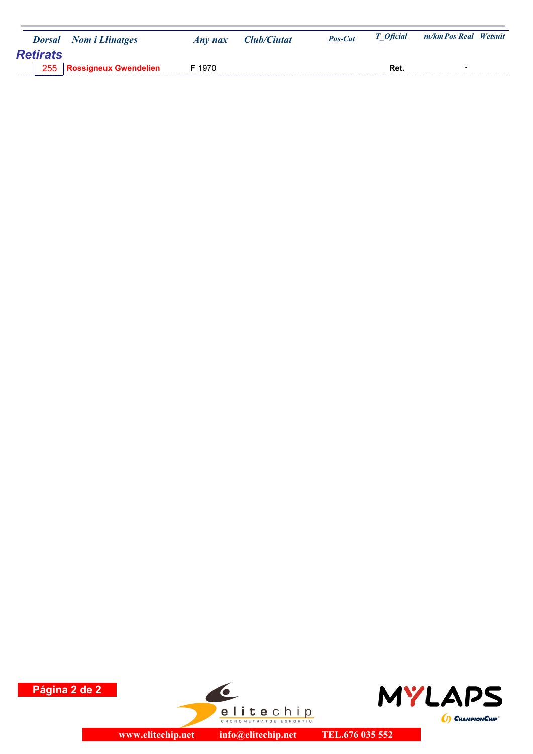| Dorsal | Nom i Llinatges | Any nax | Club/Ciutat | Pos-Cat | T_Oficial | m/km | Pos Real | Wetsuit |
|---|---|---|---|---|---|---|---|---|
| **Retirats** | | | | | | | | |
| 255 | **Rossigneux Gwendelien** | **F** 1970 | | | **Ret.** | | - | |